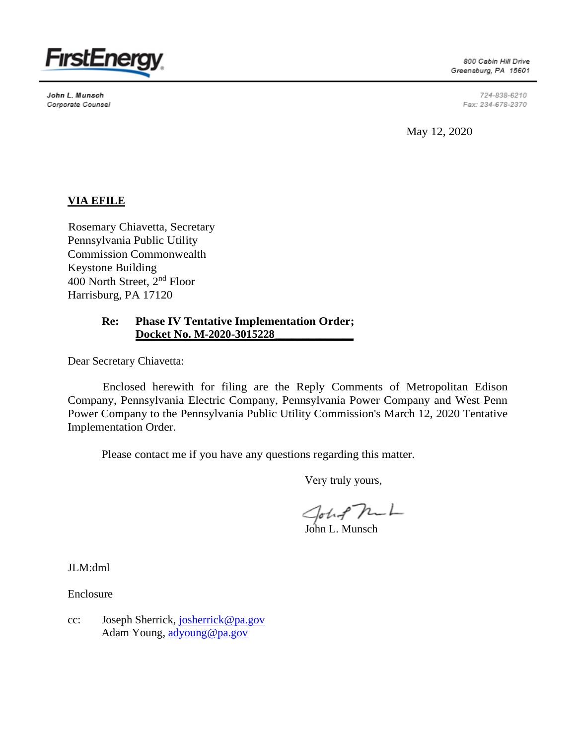**FirstEnergy**

800 Cabin Hill Drive
Greensburg, PA 15601

John L. Munsch
Corporate Counsel

724-838-6210
Fax: 234-678-2370

May 12, 2020

**VIA EFILE**

Rosemary Chiavetta, Secretary
Pennsylvania Public Utility
Commission Commonwealth
Keystone Building
400 North Street, 2nd Floor
Harrisburg, PA 17120

**Re: Phase IV Tentative Implementation Order;**
**Docket No. M-2020-3015228**

Dear Secretary Chiavetta:

Enclosed herewith for filing are the Reply Comments of Metropolitan Edison Company, Pennsylvania Electric Company, Pennsylvania Power Company and West Penn Power Company to the Pennsylvania Public Utility Commission's March 12, 2020 Tentative Implementation Order.

Please contact me if you have any questions regarding this matter.

Very truly yours,

John L. Munsch

JLM:dml

Enclosure

cc: Joseph Sherrick, josherrick@pa.gov
Adam Young, adyoung@pa.gov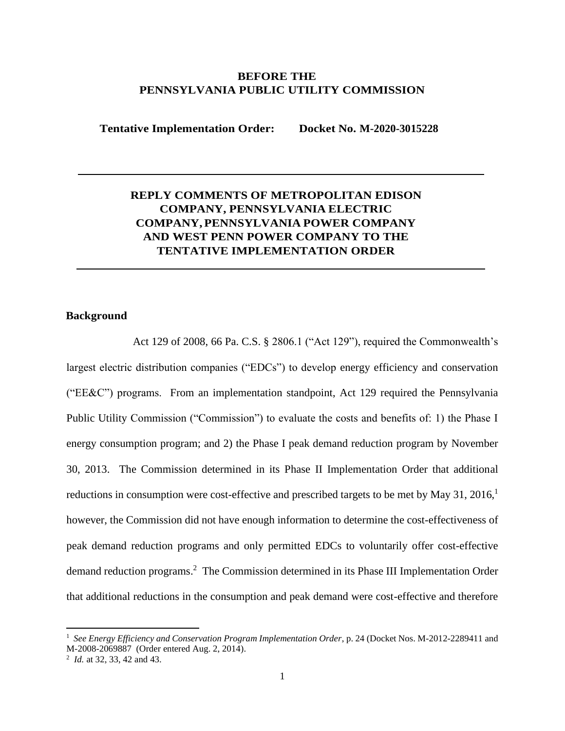**BEFORE THE**
**PENNSYLVANIA PUBLIC UTILITY COMMISSION**

**Tentative Implementation Order: Docket No. M-2020-3015228**

---

# REPLY COMMENTS OF METROPOLITAN EDISON COMPANY, PENNSYLVANIA ELECTRIC COMPANY, PENNSYLVANIA POWER COMPANY AND WEST PENN POWER COMPANY TO THE TENTATIVE IMPLEMENTATION ORDER

---

## Background

Act 129 of 2008, 66 Pa. C.S. § 2806.1 ("Act 129"), required the Commonwealth's largest electric distribution companies ("EDCs") to develop energy efficiency and conservation ("EE&C") programs. From an implementation standpoint, Act 129 required the Pennsylvania Public Utility Commission ("Commission") to evaluate the costs and benefits of: 1) the Phase I energy consumption program; and 2) the Phase I peak demand reduction program by November 30, 2013. The Commission determined in its Phase II Implementation Order that additional reductions in consumption were cost-effective and prescribed targets to be met by May 31, 2016,[1] however, the Commission did not have enough information to determine the cost-effectiveness of peak demand reduction programs and only permitted EDCs to voluntarily offer cost-effective demand reduction programs.[2] The Commission determined in its Phase III Implementation Order that additional reductions in the consumption and peak demand were cost-effective and therefore

---

[1] *See Energy Efficiency and Conservation Program Implementation Order*, p. 24 (Docket Nos. M-2012-2289411 and M-2008-2069887 (Order entered Aug. 2, 2014).

[2] *Id.* at 32, 33, 42 and 43.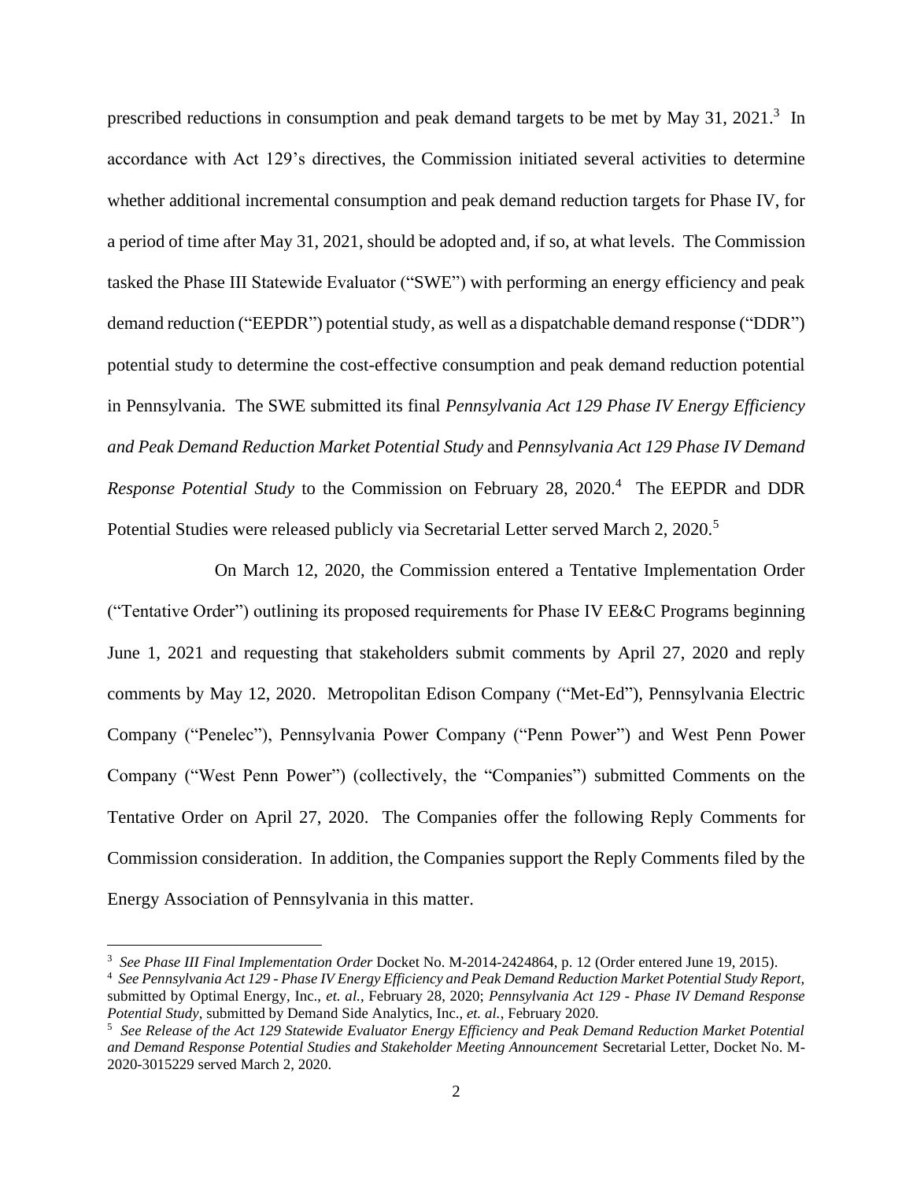prescribed reductions in consumption and peak demand targets to be met by May 31, 2021.[3] In accordance with Act 129's directives, the Commission initiated several activities to determine whether additional incremental consumption and peak demand reduction targets for Phase IV, for a period of time after May 31, 2021, should be adopted and, if so, at what levels. The Commission tasked the Phase III Statewide Evaluator ("SWE") with performing an energy efficiency and peak demand reduction ("EEPDR") potential study, as well as a dispatchable demand response ("DDR") potential study to determine the cost-effective consumption and peak demand reduction potential in Pennsylvania. The SWE submitted its final *Pennsylvania Act 129 Phase IV Energy Efficiency and Peak Demand Reduction Market Potential Study* and *Pennsylvania Act 129 Phase IV Demand Response Potential Study* to the Commission on February 28, 2020.[4] The EEPDR and DDR Potential Studies were released publicly via Secretarial Letter served March 2, 2020.[5]

On March 12, 2020, the Commission entered a Tentative Implementation Order ("Tentative Order") outlining its proposed requirements for Phase IV EE&C Programs beginning June 1, 2021 and requesting that stakeholders submit comments by April 27, 2020 and reply comments by May 12, 2020. Metropolitan Edison Company ("Met-Ed"), Pennsylvania Electric Company ("Penelec"), Pennsylvania Power Company ("Penn Power") and West Penn Power Company ("West Penn Power") (collectively, the "Companies") submitted Comments on the Tentative Order on April 27, 2020. The Companies offer the following Reply Comments for Commission consideration. In addition, the Companies support the Reply Comments filed by the Energy Association of Pennsylvania in this matter.

---

[3] *See Phase III Final Implementation Order* Docket No. M-2014-2424864, p. 12 (Order entered June 19, 2015).

[4] *See Pennsylvania Act 129 - Phase IV Energy Efficiency and Peak Demand Reduction Market Potential Study Report*, submitted by Optimal Energy, Inc., *et. al.*, February 28, 2020; *Pennsylvania Act 129 - Phase IV Demand Response Potential Study*, submitted by Demand Side Analytics, Inc., *et. al.*, February 2020.

[5] *See Release of the Act 129 Statewide Evaluator Energy Efficiency and Peak Demand Reduction Market Potential and Demand Response Potential Studies and Stakeholder Meeting Announcement* Secretarial Letter, Docket No. M-2020-3015229 served March 2, 2020.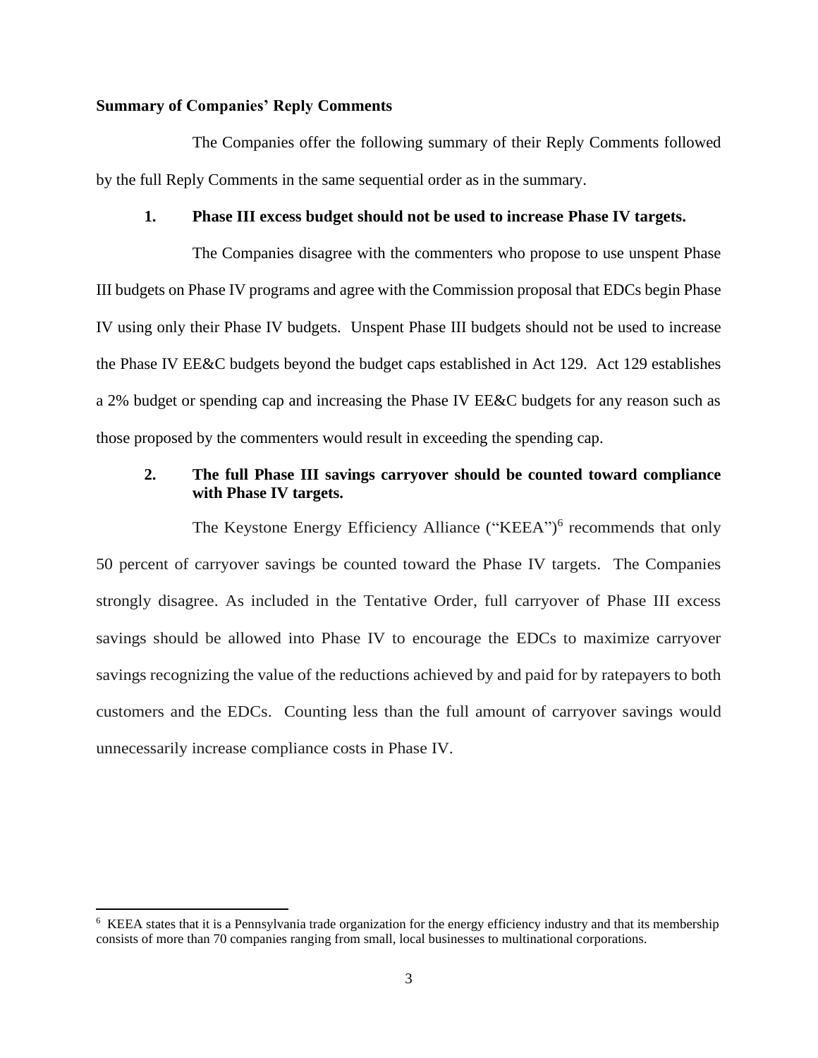**Summary of Companies' Reply Comments**

The Companies offer the following summary of their Reply Comments followed by the full Reply Comments in the same sequential order as in the summary.

**1. Phase III excess budget should not be used to increase Phase IV targets.**

The Companies disagree with the commenters who propose to use unspent Phase III budgets on Phase IV programs and agree with the Commission proposal that EDCs begin Phase IV using only their Phase IV budgets. Unspent Phase III budgets should not be used to increase the Phase IV EE&C budgets beyond the budget caps established in Act 129. Act 129 establishes a 2% budget or spending cap and increasing the Phase IV EE&C budgets for any reason such as those proposed by the commenters would result in exceeding the spending cap.

**2. The full Phase III savings carryover should be counted toward compliance with Phase IV targets.**

The Keystone Energy Efficiency Alliance ("KEEA")[6] recommends that only 50 percent of carryover savings be counted toward the Phase IV targets. The Companies strongly disagree. As included in the Tentative Order, full carryover of Phase III excess savings should be allowed into Phase IV to encourage the EDCs to maximize carryover savings recognizing the value of the reductions achieved by and paid for by ratepayers to both customers and the EDCs. Counting less than the full amount of carryover savings would unnecessarily increase compliance costs in Phase IV.

---

[6] KEEA states that it is a Pennsylvania trade organization for the energy efficiency industry and that its membership consists of more than 70 companies ranging from small, local businesses to multinational corporations.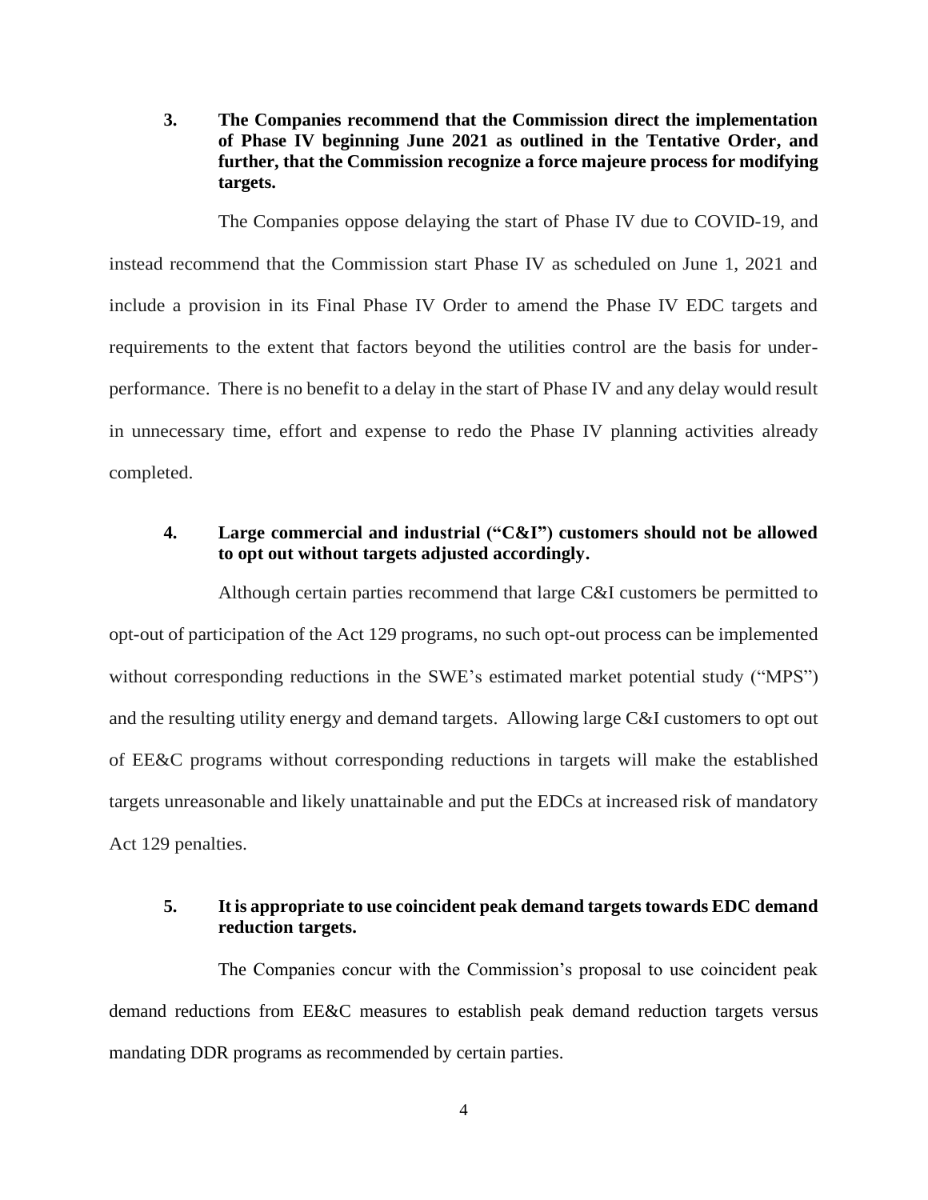**3. The Companies recommend that the Commission direct the implementation of Phase IV beginning June 2021 as outlined in the Tentative Order, and further, that the Commission recognize a force majeure process for modifying targets.**

The Companies oppose delaying the start of Phase IV due to COVID-19, and instead recommend that the Commission start Phase IV as scheduled on June 1, 2021 and include a provision in its Final Phase IV Order to amend the Phase IV EDC targets and requirements to the extent that factors beyond the utilities control are the basis for under-performance. There is no benefit to a delay in the start of Phase IV and any delay would result in unnecessary time, effort and expense to redo the Phase IV planning activities already completed.

**4. Large commercial and industrial ("C&I") customers should not be allowed to opt out without targets adjusted accordingly.**

Although certain parties recommend that large C&I customers be permitted to opt-out of participation of the Act 129 programs, no such opt-out process can be implemented without corresponding reductions in the SWE's estimated market potential study ("MPS") and the resulting utility energy and demand targets. Allowing large C&I customers to opt out of EE&C programs without corresponding reductions in targets will make the established targets unreasonable and likely unattainable and put the EDCs at increased risk of mandatory Act 129 penalties.

**5. It is appropriate to use coincident peak demand targets towards EDC demand reduction targets.**

The Companies concur with the Commission's proposal to use coincident peak demand reductions from EE&C measures to establish peak demand reduction targets versus mandating DDR programs as recommended by certain parties.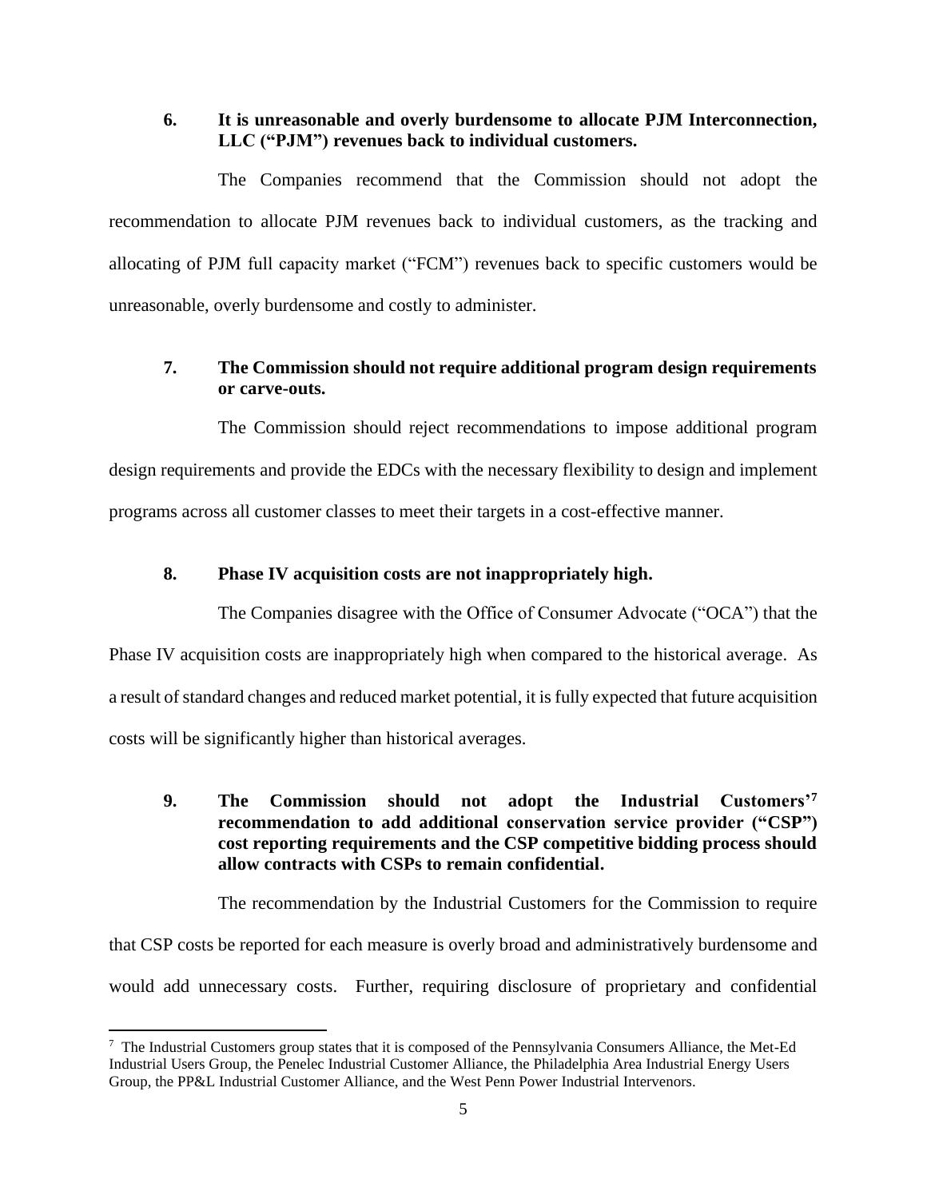**6. It is unreasonable and overly burdensome to allocate PJM Interconnection, LLC ("PJM") revenues back to individual customers.**

The Companies recommend that the Commission should not adopt the recommendation to allocate PJM revenues back to individual customers, as the tracking and allocating of PJM full capacity market ("FCM") revenues back to specific customers would be unreasonable, overly burdensome and costly to administer.

**7. The Commission should not require additional program design requirements or carve-outs.**

The Commission should reject recommendations to impose additional program design requirements and provide the EDCs with the necessary flexibility to design and implement programs across all customer classes to meet their targets in a cost-effective manner.

**8. Phase IV acquisition costs are not inappropriately high.**

The Companies disagree with the Office of Consumer Advocate ("OCA") that the Phase IV acquisition costs are inappropriately high when compared to the historical average. As a result of standard changes and reduced market potential, it is fully expected that future acquisition costs will be significantly higher than historical averages.

**9. The Commission should not adopt the Industrial Customers'[7] recommendation to add additional conservation service provider ("CSP") cost reporting requirements and the CSP competitive bidding process should allow contracts with CSPs to remain confidential.**

The recommendation by the Industrial Customers for the Commission to require that CSP costs be reported for each measure is overly broad and administratively burdensome and would add unnecessary costs. Further, requiring disclosure of proprietary and confidential

[7] The Industrial Customers group states that it is composed of the Pennsylvania Consumers Alliance, the Met-Ed Industrial Users Group, the Penelec Industrial Customer Alliance, the Philadelphia Area Industrial Energy Users Group, the PP&L Industrial Customer Alliance, and the West Penn Power Industrial Intervenors.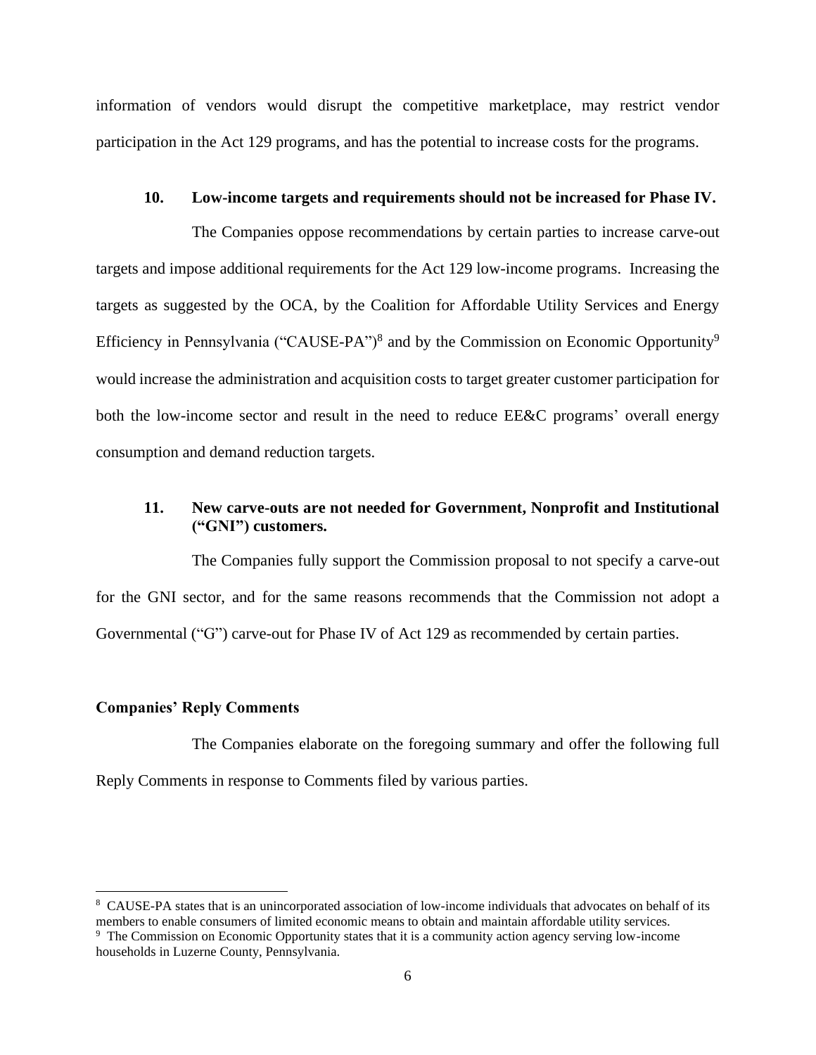information of vendors would disrupt the competitive marketplace, may restrict vendor participation in the Act 129 programs, and has the potential to increase costs for the programs.

**10. Low-income targets and requirements should not be increased for Phase IV.**

The Companies oppose recommendations by certain parties to increase carve-out targets and impose additional requirements for the Act 129 low-income programs. Increasing the targets as suggested by the OCA, by the Coalition for Affordable Utility Services and Energy Efficiency in Pennsylvania ("CAUSE-PA")[8] and by the Commission on Economic Opportunity[9] would increase the administration and acquisition costs to target greater customer participation for both the low-income sector and result in the need to reduce EE&C programs' overall energy consumption and demand reduction targets.

**11. New carve-outs are not needed for Government, Nonprofit and Institutional ("GNI") customers.**

The Companies fully support the Commission proposal to not specify a carve-out for the GNI sector, and for the same reasons recommends that the Commission not adopt a Governmental ("G") carve-out for Phase IV of Act 129 as recommended by certain parties.

**Companies' Reply Comments**

The Companies elaborate on the foregoing summary and offer the following full Reply Comments in response to Comments filed by various parties.

---

[8] CAUSE-PA states that is an unincorporated association of low-income individuals that advocates on behalf of its members to enable consumers of limited economic means to obtain and maintain affordable utility services.

[9] The Commission on Economic Opportunity states that it is a community action agency serving low-income households in Luzerne County, Pennsylvania.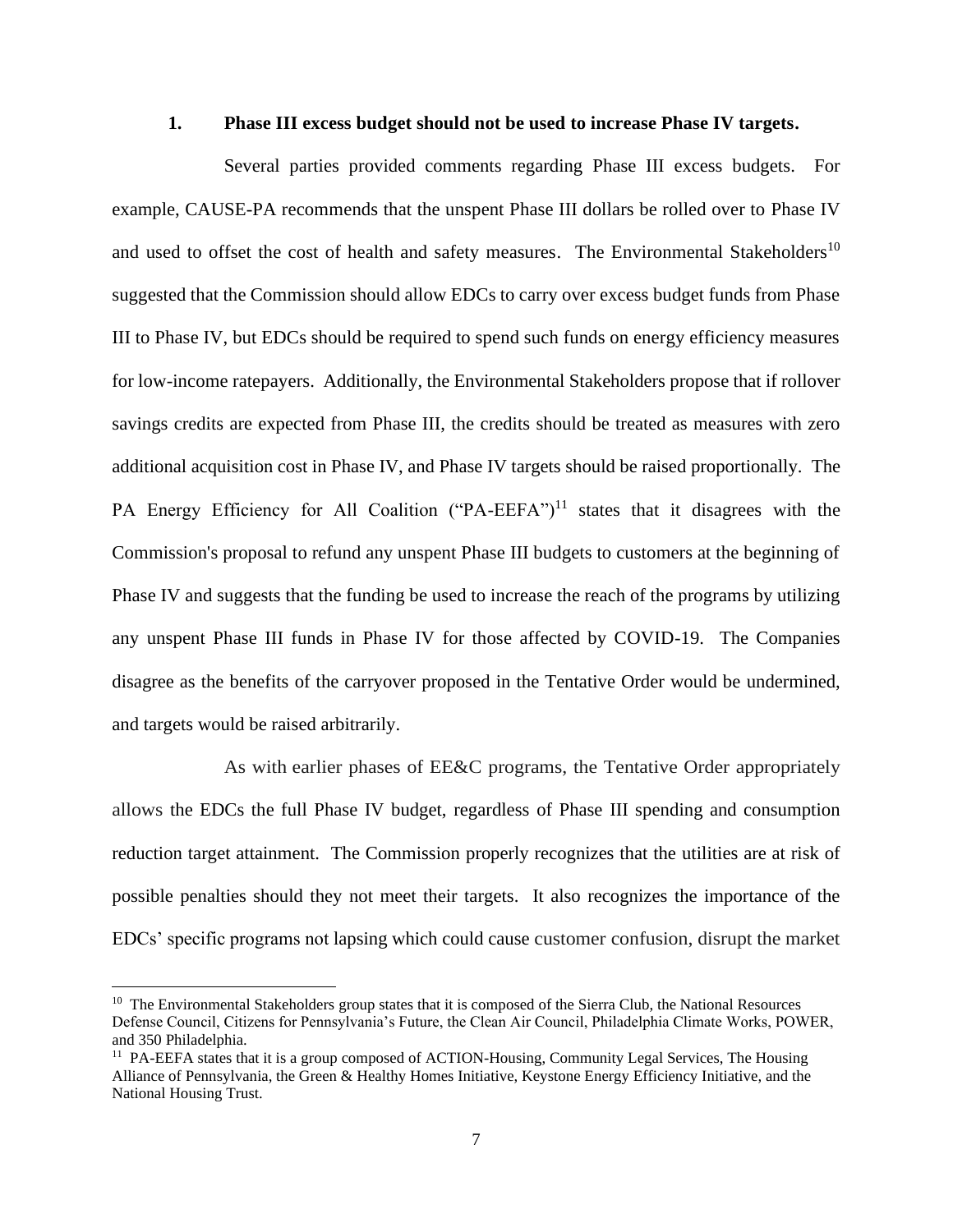### 1. Phase III excess budget should not be used to increase Phase IV targets.

Several parties provided comments regarding Phase III excess budgets. For example, CAUSE-PA recommends that the unspent Phase III dollars be rolled over to Phase IV and used to offset the cost of health and safety measures. The Environmental Stakeholders[10] suggested that the Commission should allow EDCs to carry over excess budget funds from Phase III to Phase IV, but EDCs should be required to spend such funds on energy efficiency measures for low-income ratepayers. Additionally, the Environmental Stakeholders propose that if rollover savings credits are expected from Phase III, the credits should be treated as measures with zero additional acquisition cost in Phase IV, and Phase IV targets should be raised proportionally. The PA Energy Efficiency for All Coalition ("PA-EEFA")[11] states that it disagrees with the Commission's proposal to refund any unspent Phase III budgets to customers at the beginning of Phase IV and suggests that the funding be used to increase the reach of the programs by utilizing any unspent Phase III funds in Phase IV for those affected by COVID-19. The Companies disagree as the benefits of the carryover proposed in the Tentative Order would be undermined, and targets would be raised arbitrarily.

As with earlier phases of EE&C programs, the Tentative Order appropriately allows the EDCs the full Phase IV budget, regardless of Phase III spending and consumption reduction target attainment. The Commission properly recognizes that the utilities are at risk of possible penalties should they not meet their targets. It also recognizes the importance of the EDCs' specific programs not lapsing which could cause customer confusion, disrupt the market

---

[10] The Environmental Stakeholders group states that it is composed of the Sierra Club, the National Resources Defense Council, Citizens for Pennsylvania's Future, the Clean Air Council, Philadelphia Climate Works, POWER, and 350 Philadelphia.

[11] PA-EEFA states that it is a group composed of ACTION-Housing, Community Legal Services, The Housing Alliance of Pennsylvania, the Green & Healthy Homes Initiative, Keystone Energy Efficiency Initiative, and the National Housing Trust.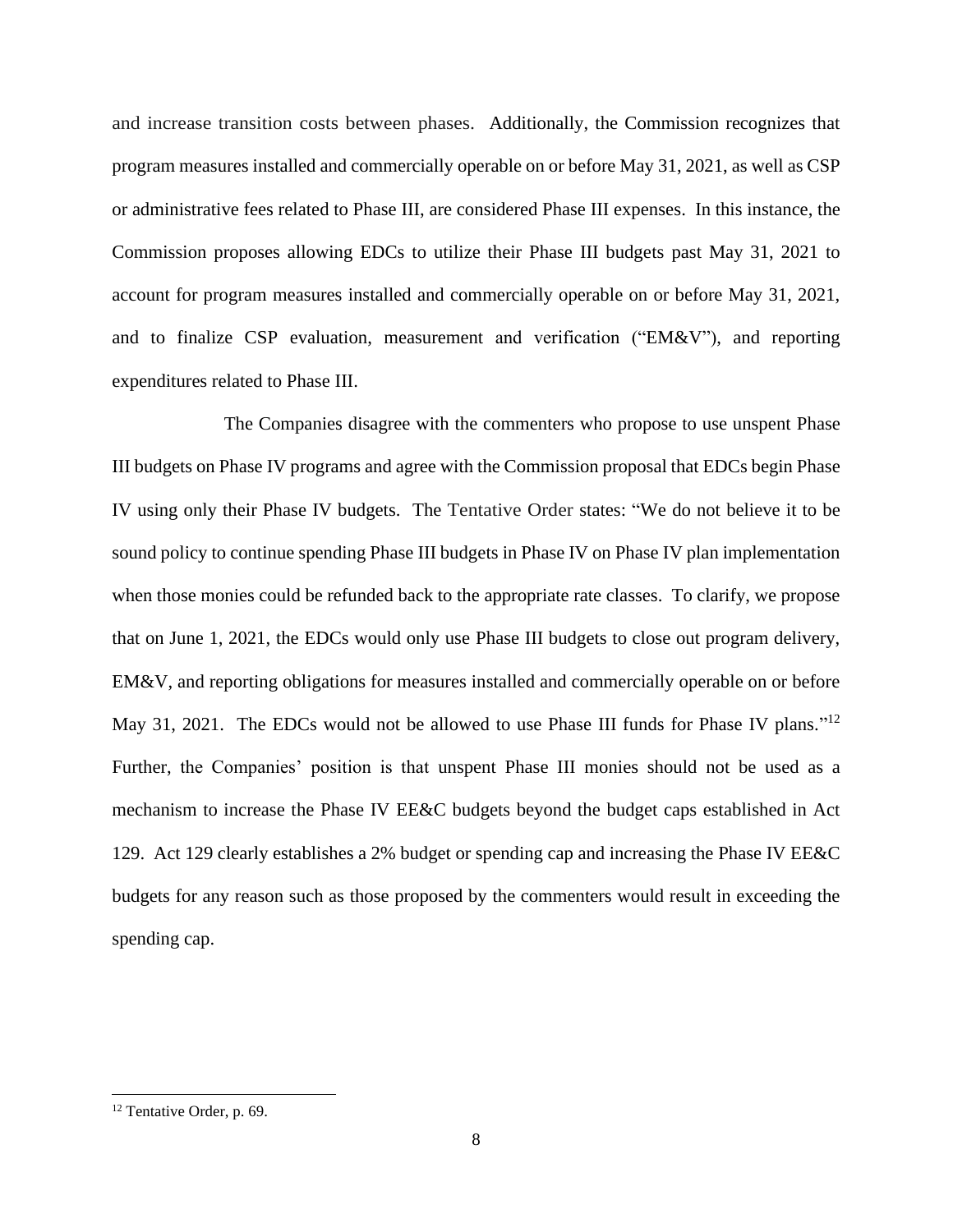and increase transition costs between phases. Additionally, the Commission recognizes that program measures installed and commercially operable on or before May 31, 2021, as well as CSP or administrative fees related to Phase III, are considered Phase III expenses. In this instance, the Commission proposes allowing EDCs to utilize their Phase III budgets past May 31, 2021 to account for program measures installed and commercially operable on or before May 31, 2021, and to finalize CSP evaluation, measurement and verification ("EM&V"), and reporting expenditures related to Phase III.

The Companies disagree with the commenters who propose to use unspent Phase III budgets on Phase IV programs and agree with the Commission proposal that EDCs begin Phase IV using only their Phase IV budgets. The Tentative Order states: "We do not believe it to be sound policy to continue spending Phase III budgets in Phase IV on Phase IV plan implementation when those monies could be refunded back to the appropriate rate classes. To clarify, we propose that on June 1, 2021, the EDCs would only use Phase III budgets to close out program delivery, EM&V, and reporting obligations for measures installed and commercially operable on or before May 31, 2021. The EDCs would not be allowed to use Phase III funds for Phase IV plans."[12] Further, the Companies' position is that unspent Phase III monies should not be used as a mechanism to increase the Phase IV EE&C budgets beyond the budget caps established in Act 129. Act 129 clearly establishes a 2% budget or spending cap and increasing the Phase IV EE&C budgets for any reason such as those proposed by the commenters would result in exceeding the spending cap.

---

[12] Tentative Order, p. 69.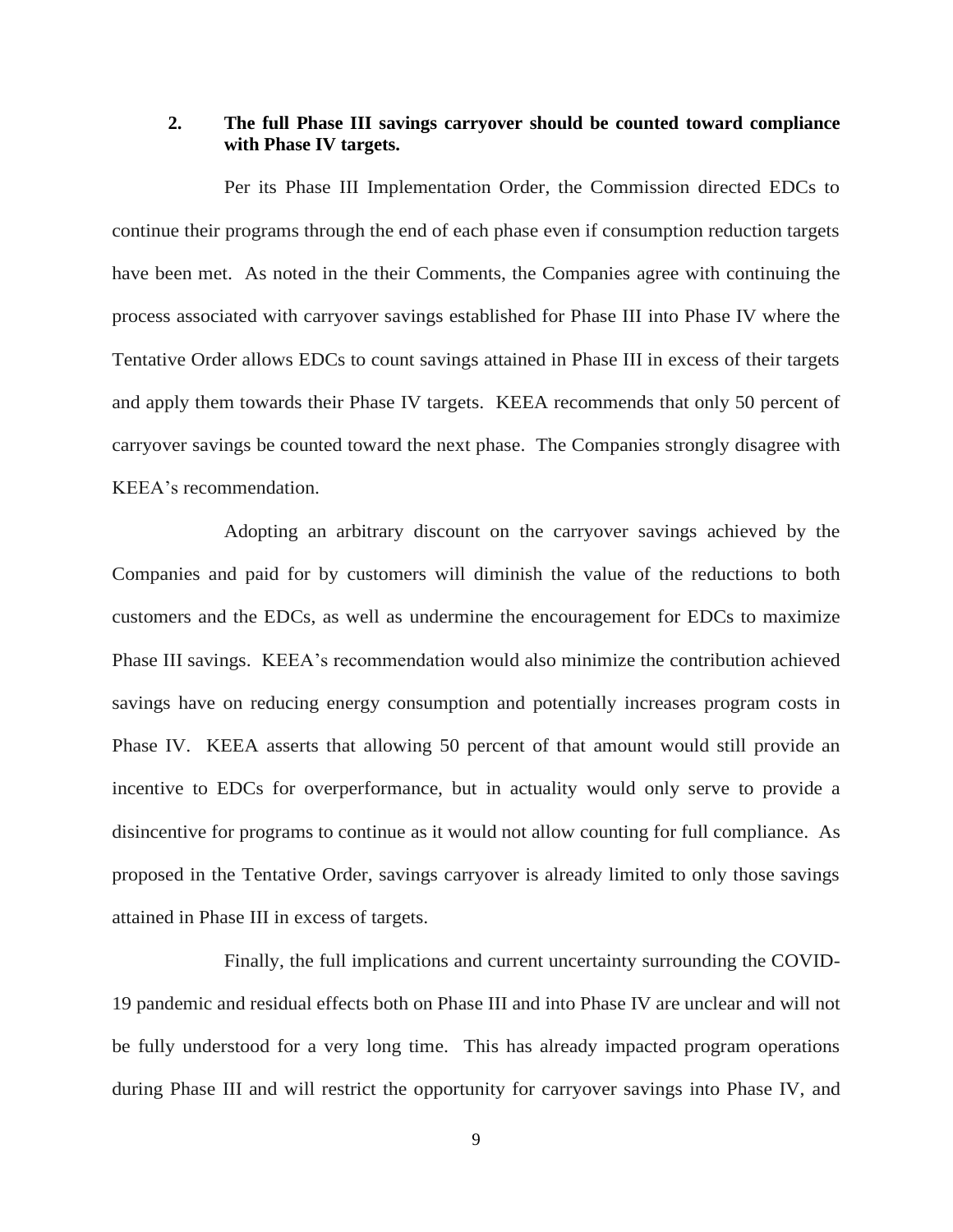### 2. The full Phase III savings carryover should be counted toward compliance with Phase IV targets.

Per its Phase III Implementation Order, the Commission directed EDCs to continue their programs through the end of each phase even if consumption reduction targets have been met. As noted in the their Comments, the Companies agree with continuing the process associated with carryover savings established for Phase III into Phase IV where the Tentative Order allows EDCs to count savings attained in Phase III in excess of their targets and apply them towards their Phase IV targets. KEEA recommends that only 50 percent of carryover savings be counted toward the next phase. The Companies strongly disagree with KEEA's recommendation.

Adopting an arbitrary discount on the carryover savings achieved by the Companies and paid for by customers will diminish the value of the reductions to both customers and the EDCs, as well as undermine the encouragement for EDCs to maximize Phase III savings. KEEA's recommendation would also minimize the contribution achieved savings have on reducing energy consumption and potentially increases program costs in Phase IV. KEEA asserts that allowing 50 percent of that amount would still provide an incentive to EDCs for overperformance, but in actuality would only serve to provide a disincentive for programs to continue as it would not allow counting for full compliance. As proposed in the Tentative Order, savings carryover is already limited to only those savings attained in Phase III in excess of targets.

Finally, the full implications and current uncertainty surrounding the COVID-19 pandemic and residual effects both on Phase III and into Phase IV are unclear and will not be fully understood for a very long time. This has already impacted program operations during Phase III and will restrict the opportunity for carryover savings into Phase IV, and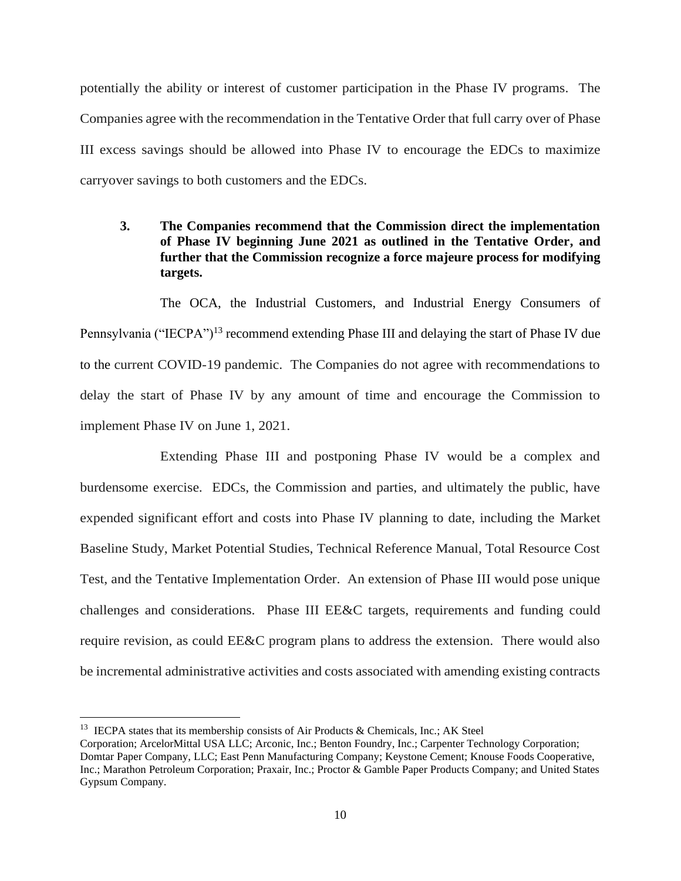potentially the ability or interest of customer participation in the Phase IV programs. The Companies agree with the recommendation in the Tentative Order that full carry over of Phase III excess savings should be allowed into Phase IV to encourage the EDCs to maximize carryover savings to both customers and the EDCs.

### 3. The Companies recommend that the Commission direct the implementation of Phase IV beginning June 2021 as outlined in the Tentative Order, and further that the Commission recognize a force majeure process for modifying targets.

The OCA, the Industrial Customers, and Industrial Energy Consumers of Pennsylvania ("IECPA")[13] recommend extending Phase III and delaying the start of Phase IV due to the current COVID-19 pandemic. The Companies do not agree with recommendations to delay the start of Phase IV by any amount of time and encourage the Commission to implement Phase IV on June 1, 2021.

Extending Phase III and postponing Phase IV would be a complex and burdensome exercise. EDCs, the Commission and parties, and ultimately the public, have expended significant effort and costs into Phase IV planning to date, including the Market Baseline Study, Market Potential Studies, Technical Reference Manual, Total Resource Cost Test, and the Tentative Implementation Order. An extension of Phase III would pose unique challenges and considerations. Phase III EE&C targets, requirements and funding could require revision, as could EE&C program plans to address the extension. There would also be incremental administrative activities and costs associated with amending existing contracts

[13] IECPA states that its membership consists of Air Products & Chemicals, Inc.; AK Steel Corporation; ArcelorMittal USA LLC; Arconic, Inc.; Benton Foundry, Inc.; Carpenter Technology Corporation; Domtar Paper Company, LLC; East Penn Manufacturing Company; Keystone Cement; Knouse Foods Cooperative, Inc.; Marathon Petroleum Corporation; Praxair, Inc.; Proctor & Gamble Paper Products Company; and United States Gypsum Company.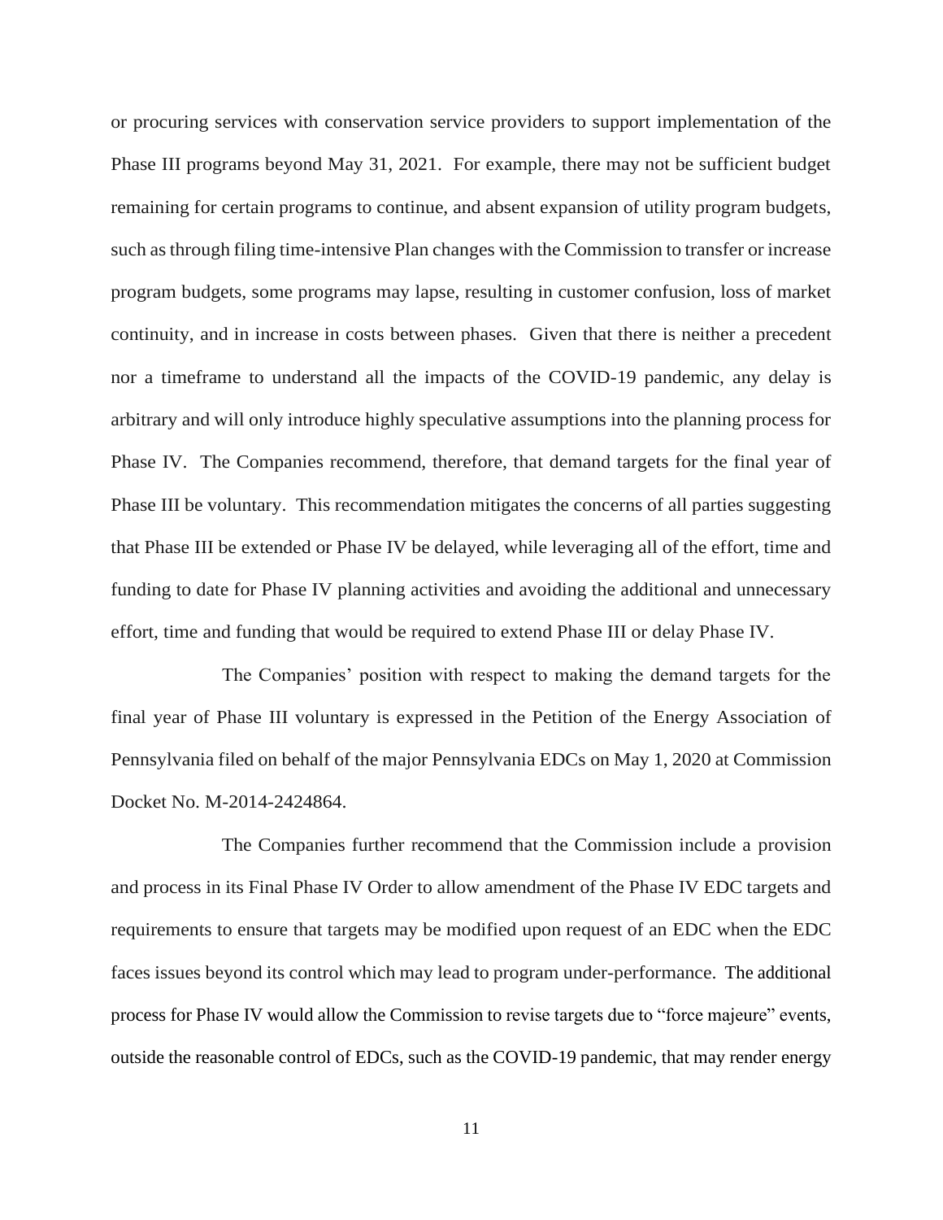or procuring services with conservation service providers to support implementation of the Phase III programs beyond May 31, 2021. For example, there may not be sufficient budget remaining for certain programs to continue, and absent expansion of utility program budgets, such as through filing time-intensive Plan changes with the Commission to transfer or increase program budgets, some programs may lapse, resulting in customer confusion, loss of market continuity, and in increase in costs between phases. Given that there is neither a precedent nor a timeframe to understand all the impacts of the COVID-19 pandemic, any delay is arbitrary and will only introduce highly speculative assumptions into the planning process for Phase IV. The Companies recommend, therefore, that demand targets for the final year of Phase III be voluntary. This recommendation mitigates the concerns of all parties suggesting that Phase III be extended or Phase IV be delayed, while leveraging all of the effort, time and funding to date for Phase IV planning activities and avoiding the additional and unnecessary effort, time and funding that would be required to extend Phase III or delay Phase IV.

The Companies' position with respect to making the demand targets for the final year of Phase III voluntary is expressed in the Petition of the Energy Association of Pennsylvania filed on behalf of the major Pennsylvania EDCs on May 1, 2020 at Commission Docket No. M-2014-2424864.

The Companies further recommend that the Commission include a provision and process in its Final Phase IV Order to allow amendment of the Phase IV EDC targets and requirements to ensure that targets may be modified upon request of an EDC when the EDC faces issues beyond its control which may lead to program under-performance. The additional process for Phase IV would allow the Commission to revise targets due to "force majeure" events, outside the reasonable control of EDCs, such as the COVID-19 pandemic, that may render energy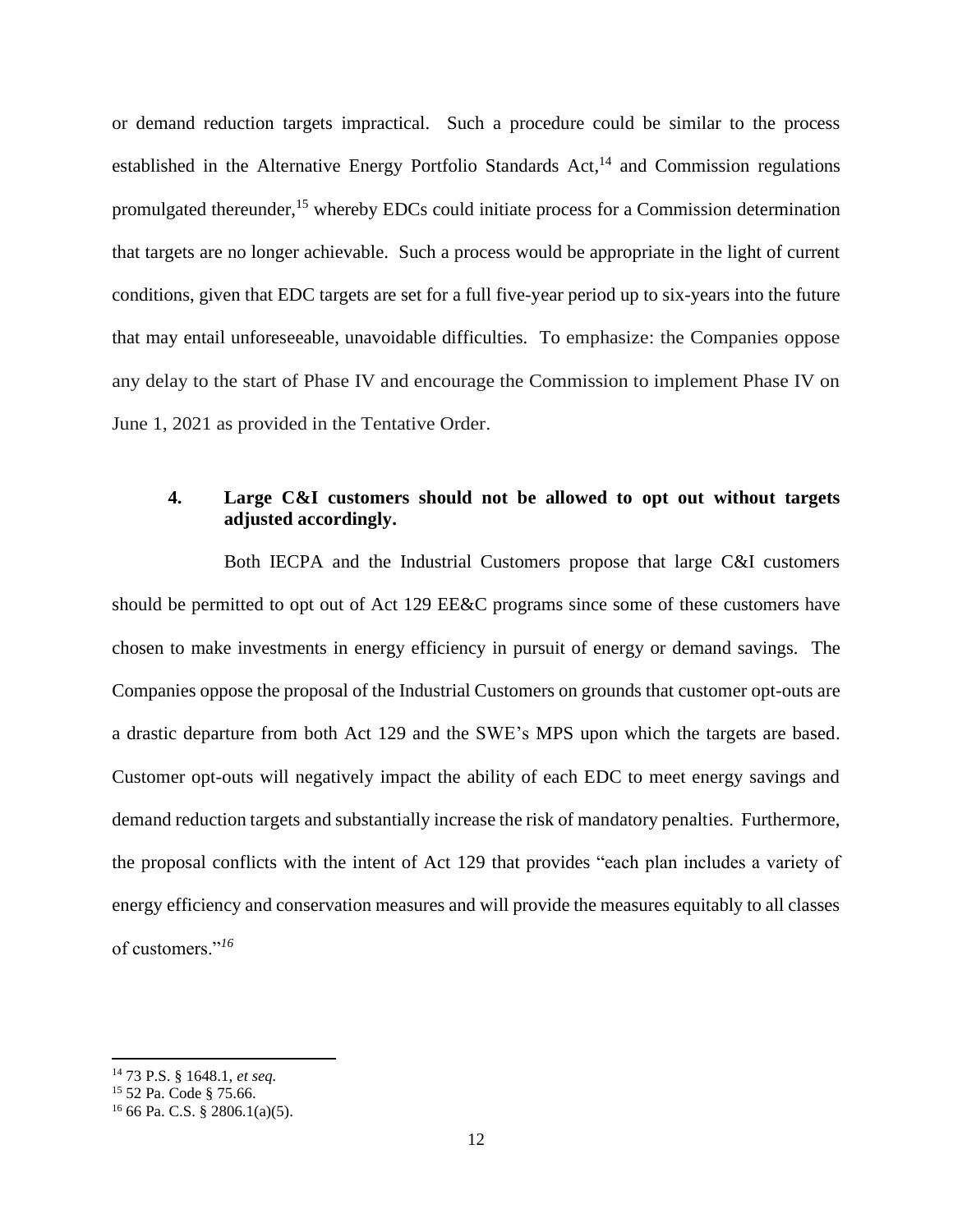or demand reduction targets impractical. Such a procedure could be similar to the process established in the Alternative Energy Portfolio Standards Act,[14] and Commission regulations promulgated thereunder,[15] whereby EDCs could initiate process for a Commission determination that targets are no longer achievable. Such a process would be appropriate in the light of current conditions, given that EDC targets are set for a full five-year period up to six-years into the future that may entail unforeseeable, unavoidable difficulties. To emphasize: the Companies oppose any delay to the start of Phase IV and encourage the Commission to implement Phase IV on June 1, 2021 as provided in the Tentative Order.

### 4. Large C&I customers should not be allowed to opt out without targets adjusted accordingly.

Both IECPA and the Industrial Customers propose that large C&I customers should be permitted to opt out of Act 129 EE&C programs since some of these customers have chosen to make investments in energy efficiency in pursuit of energy or demand savings. The Companies oppose the proposal of the Industrial Customers on grounds that customer opt-outs are a drastic departure from both Act 129 and the SWE's MPS upon which the targets are based. Customer opt-outs will negatively impact the ability of each EDC to meet energy savings and demand reduction targets and substantially increase the risk of mandatory penalties. Furthermore, the proposal conflicts with the intent of Act 129 that provides "each plan includes a variety of energy efficiency and conservation measures and will provide the measures equitably to all classes of customers."[16]

---

[14] 73 P.S. § 1648.1, *et seq.*

[15] 52 Pa. Code § 75.66.

[16] 66 Pa. C.S. § 2806.1(a)(5).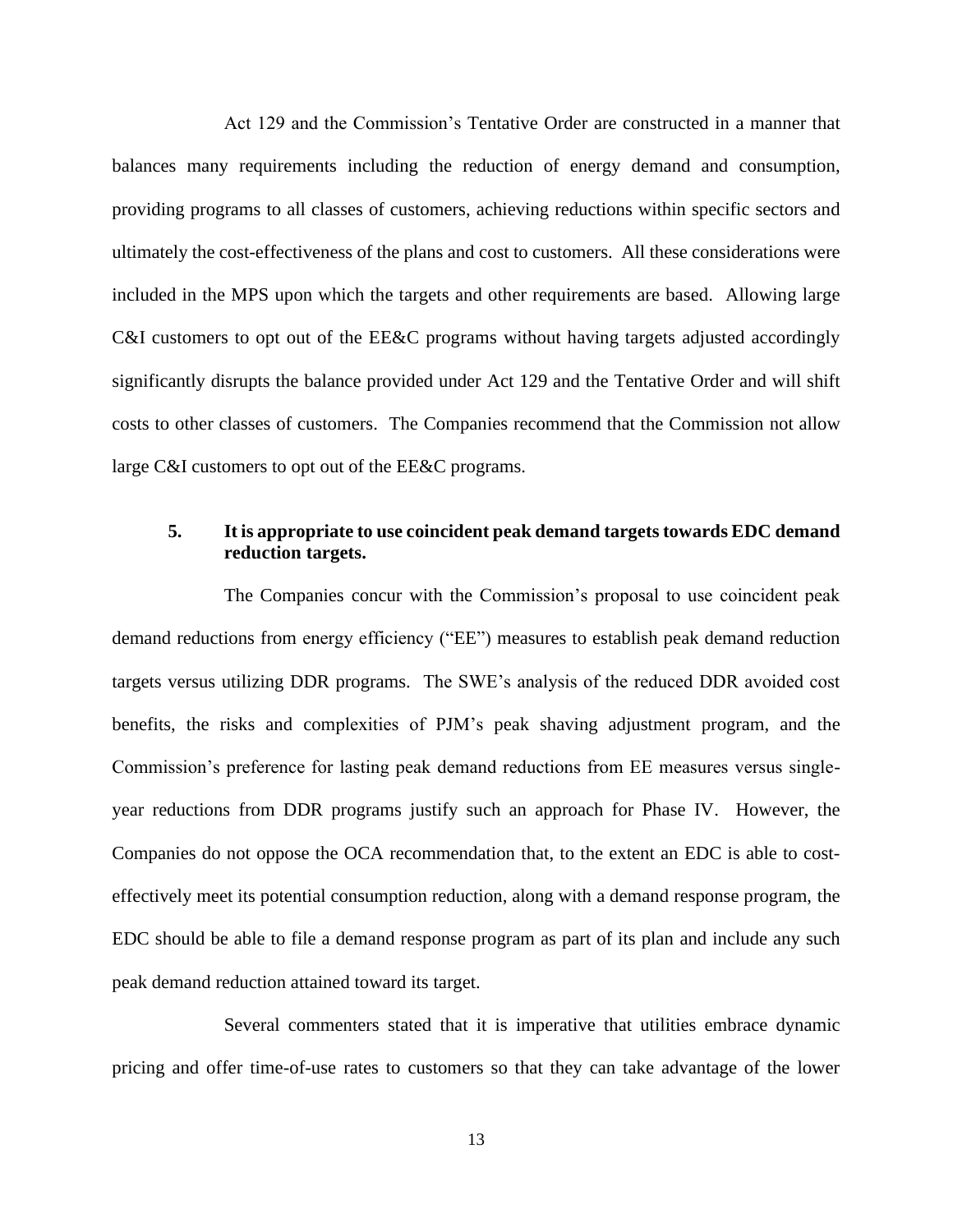Act 129 and the Commission's Tentative Order are constructed in a manner that balances many requirements including the reduction of energy demand and consumption, providing programs to all classes of customers, achieving reductions within specific sectors and ultimately the cost-effectiveness of the plans and cost to customers. All these considerations were included in the MPS upon which the targets and other requirements are based. Allowing large C&I customers to opt out of the EE&C programs without having targets adjusted accordingly significantly disrupts the balance provided under Act 129 and the Tentative Order and will shift costs to other classes of customers. The Companies recommend that the Commission not allow large C&I customers to opt out of the EE&C programs.

### 5. It is appropriate to use coincident peak demand targets towards EDC demand reduction targets.

The Companies concur with the Commission's proposal to use coincident peak demand reductions from energy efficiency ("EE") measures to establish peak demand reduction targets versus utilizing DDR programs. The SWE's analysis of the reduced DDR avoided cost benefits, the risks and complexities of PJM's peak shaving adjustment program, and the Commission's preference for lasting peak demand reductions from EE measures versus single-year reductions from DDR programs justify such an approach for Phase IV. However, the Companies do not oppose the OCA recommendation that, to the extent an EDC is able to cost-effectively meet its potential consumption reduction, along with a demand response program, the EDC should be able to file a demand response program as part of its plan and include any such peak demand reduction attained toward its target.

Several commenters stated that it is imperative that utilities embrace dynamic pricing and offer time-of-use rates to customers so that they can take advantage of the lower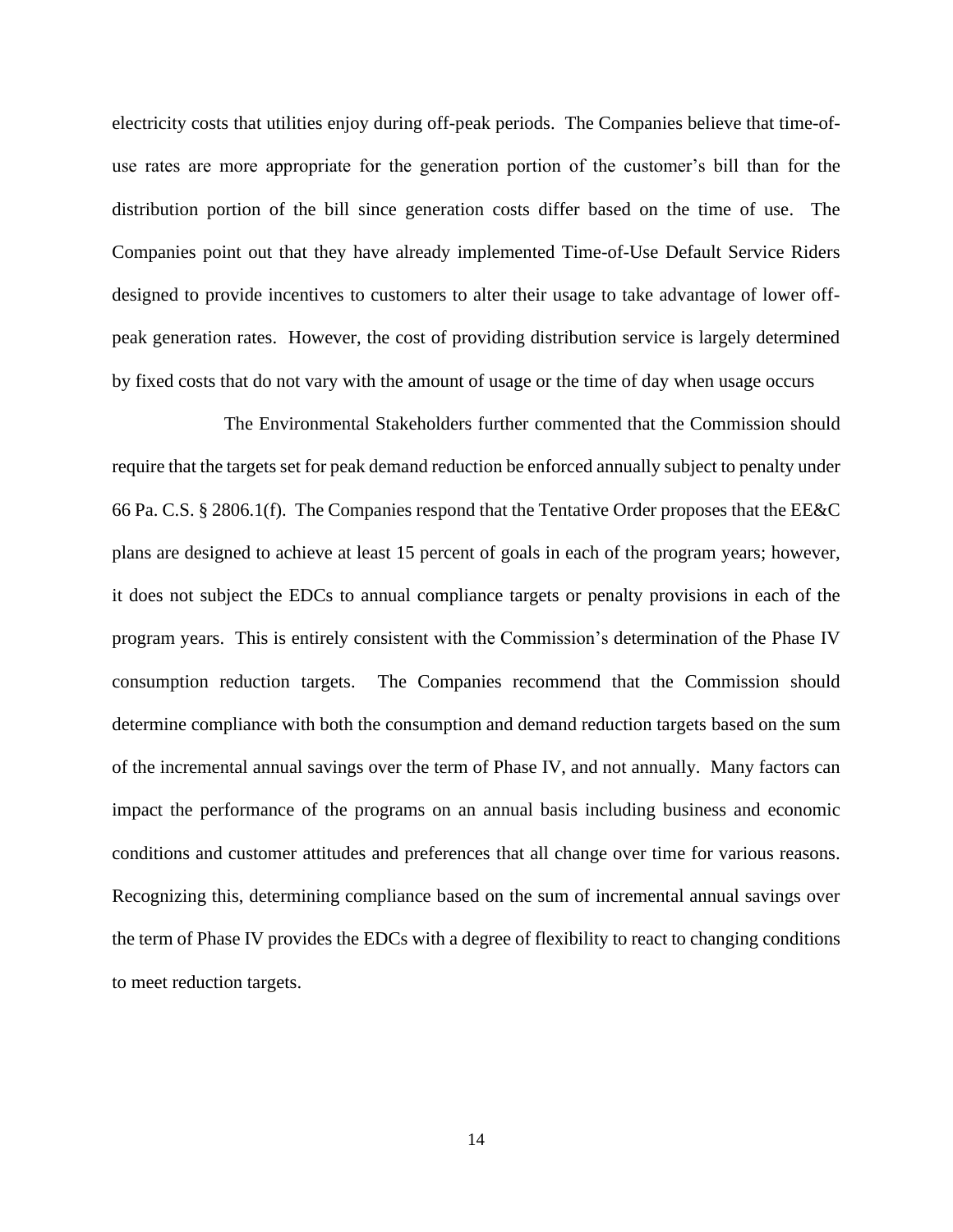electricity costs that utilities enjoy during off-peak periods. The Companies believe that time-of-use rates are more appropriate for the generation portion of the customer's bill than for the distribution portion of the bill since generation costs differ based on the time of use. The Companies point out that they have already implemented Time-of-Use Default Service Riders designed to provide incentives to customers to alter their usage to take advantage of lower off-peak generation rates. However, the cost of providing distribution service is largely determined by fixed costs that do not vary with the amount of usage or the time of day when usage occurs

The Environmental Stakeholders further commented that the Commission should require that the targets set for peak demand reduction be enforced annually subject to penalty under 66 Pa. C.S. § 2806.1(f). The Companies respond that the Tentative Order proposes that the EE&C plans are designed to achieve at least 15 percent of goals in each of the program years; however, it does not subject the EDCs to annual compliance targets or penalty provisions in each of the program years. This is entirely consistent with the Commission's determination of the Phase IV consumption reduction targets. The Companies recommend that the Commission should determine compliance with both the consumption and demand reduction targets based on the sum of the incremental annual savings over the term of Phase IV, and not annually. Many factors can impact the performance of the programs on an annual basis including business and economic conditions and customer attitudes and preferences that all change over time for various reasons. Recognizing this, determining compliance based on the sum of incremental annual savings over the term of Phase IV provides the EDCs with a degree of flexibility to react to changing conditions to meet reduction targets.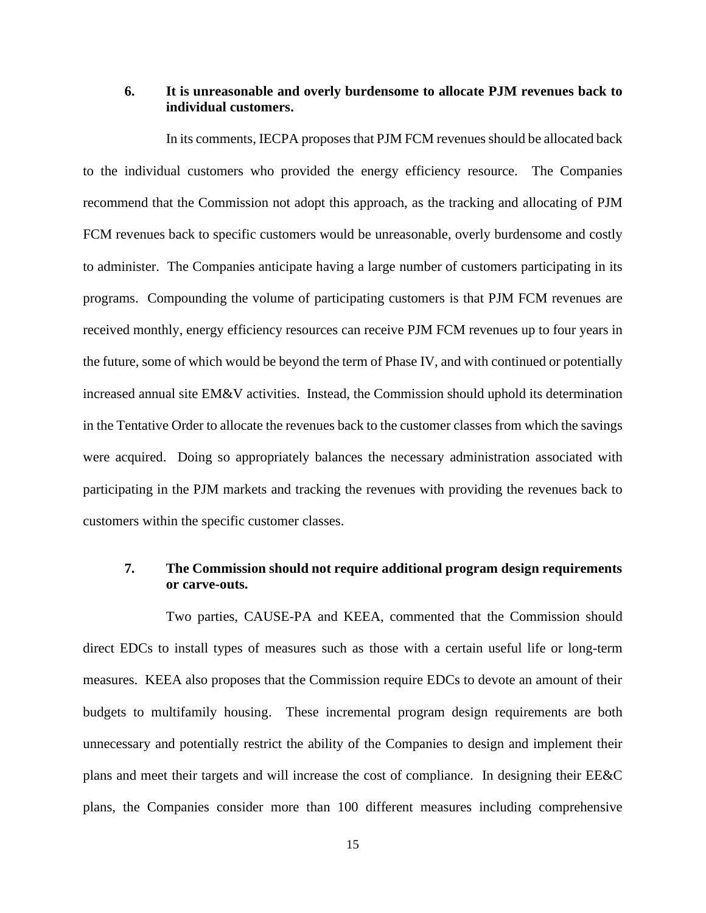### 6. It is unreasonable and overly burdensome to allocate PJM revenues back to individual customers.

In its comments, IECPA proposes that PJM FCM revenues should be allocated back to the individual customers who provided the energy efficiency resource. The Companies recommend that the Commission not adopt this approach, as the tracking and allocating of PJM FCM revenues back to specific customers would be unreasonable, overly burdensome and costly to administer. The Companies anticipate having a large number of customers participating in its programs. Compounding the volume of participating customers is that PJM FCM revenues are received monthly, energy efficiency resources can receive PJM FCM revenues up to four years in the future, some of which would be beyond the term of Phase IV, and with continued or potentially increased annual site EM&V activities. Instead, the Commission should uphold its determination in the Tentative Order to allocate the revenues back to the customer classes from which the savings were acquired. Doing so appropriately balances the necessary administration associated with participating in the PJM markets and tracking the revenues with providing the revenues back to customers within the specific customer classes.

### 7. The Commission should not require additional program design requirements or carve-outs.

Two parties, CAUSE-PA and KEEA, commented that the Commission should direct EDCs to install types of measures such as those with a certain useful life or long-term measures. KEEA also proposes that the Commission require EDCs to devote an amount of their budgets to multifamily housing. These incremental program design requirements are both unnecessary and potentially restrict the ability of the Companies to design and implement their plans and meet their targets and will increase the cost of compliance. In designing their EE&C plans, the Companies consider more than 100 different measures including comprehensive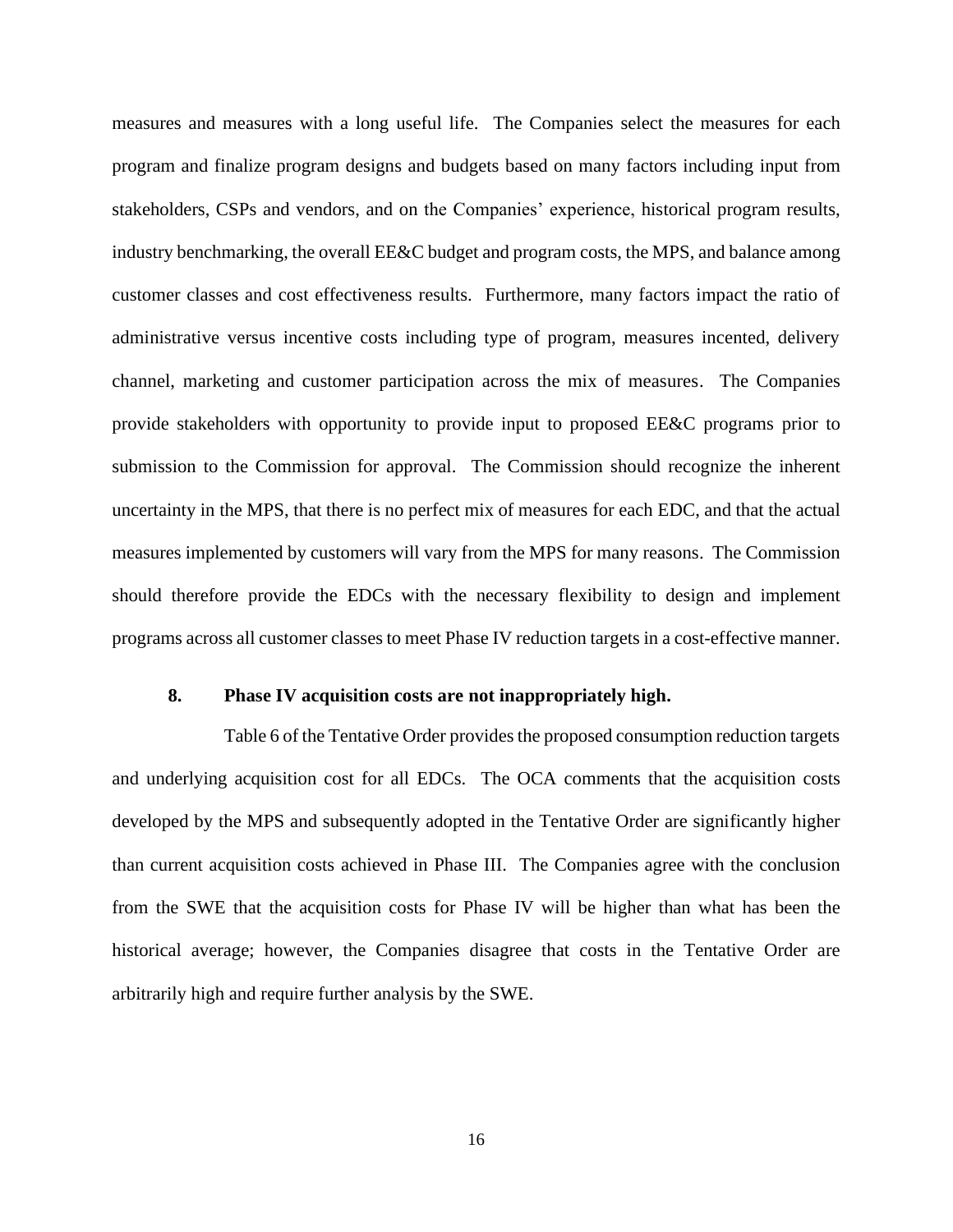measures and measures with a long useful life. The Companies select the measures for each program and finalize program designs and budgets based on many factors including input from stakeholders, CSPs and vendors, and on the Companies' experience, historical program results, industry benchmarking, the overall EE&C budget and program costs, the MPS, and balance among customer classes and cost effectiveness results. Furthermore, many factors impact the ratio of administrative versus incentive costs including type of program, measures incented, delivery channel, marketing and customer participation across the mix of measures. The Companies provide stakeholders with opportunity to provide input to proposed EE&C programs prior to submission to the Commission for approval. The Commission should recognize the inherent uncertainty in the MPS, that there is no perfect mix of measures for each EDC, and that the actual measures implemented by customers will vary from the MPS for many reasons. The Commission should therefore provide the EDCs with the necessary flexibility to design and implement programs across all customer classes to meet Phase IV reduction targets in a cost-effective manner.

### 8. Phase IV acquisition costs are not inappropriately high.

Table 6 of the Tentative Order provides the proposed consumption reduction targets and underlying acquisition cost for all EDCs. The OCA comments that the acquisition costs developed by the MPS and subsequently adopted in the Tentative Order are significantly higher than current acquisition costs achieved in Phase III. The Companies agree with the conclusion from the SWE that the acquisition costs for Phase IV will be higher than what has been the historical average; however, the Companies disagree that costs in the Tentative Order are arbitrarily high and require further analysis by the SWE.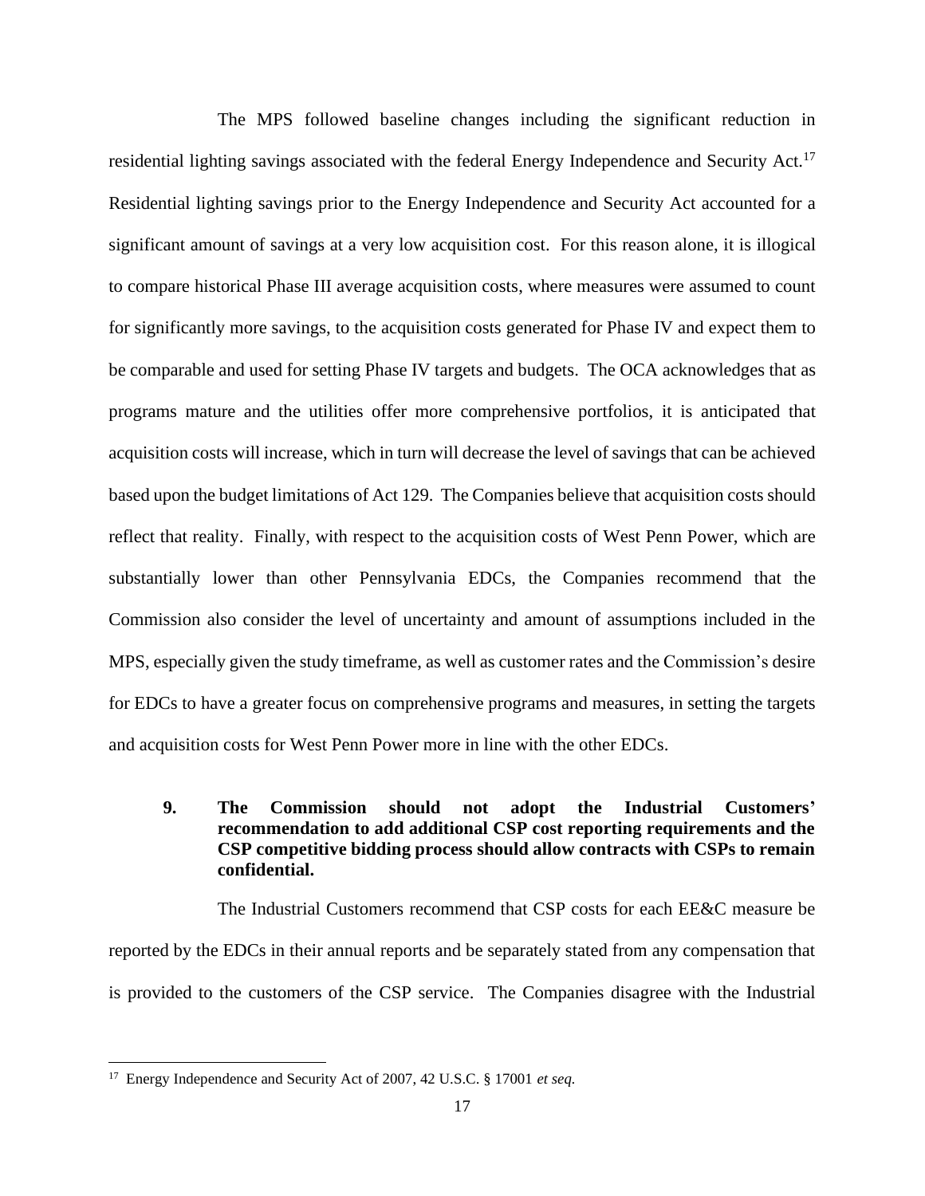The MPS followed baseline changes including the significant reduction in residential lighting savings associated with the federal Energy Independence and Security Act.[17] Residential lighting savings prior to the Energy Independence and Security Act accounted for a significant amount of savings at a very low acquisition cost. For this reason alone, it is illogical to compare historical Phase III average acquisition costs, where measures were assumed to count for significantly more savings, to the acquisition costs generated for Phase IV and expect them to be comparable and used for setting Phase IV targets and budgets. The OCA acknowledges that as programs mature and the utilities offer more comprehensive portfolios, it is anticipated that acquisition costs will increase, which in turn will decrease the level of savings that can be achieved based upon the budget limitations of Act 129. The Companies believe that acquisition costs should reflect that reality. Finally, with respect to the acquisition costs of West Penn Power, which are substantially lower than other Pennsylvania EDCs, the Companies recommend that the Commission also consider the level of uncertainty and amount of assumptions included in the MPS, especially given the study timeframe, as well as customer rates and the Commission's desire for EDCs to have a greater focus on comprehensive programs and measures, in setting the targets and acquisition costs for West Penn Power more in line with the other EDCs.

**9. The Commission should not adopt the Industrial Customers' recommendation to add additional CSP cost reporting requirements and the CSP competitive bidding process should allow contracts with CSPs to remain confidential.**

The Industrial Customers recommend that CSP costs for each EE&C measure be reported by the EDCs in their annual reports and be separately stated from any compensation that is provided to the customers of the CSP service. The Companies disagree with the Industrial

---

[17] Energy Independence and Security Act of 2007, 42 U.S.C. § 17001 *et seq.*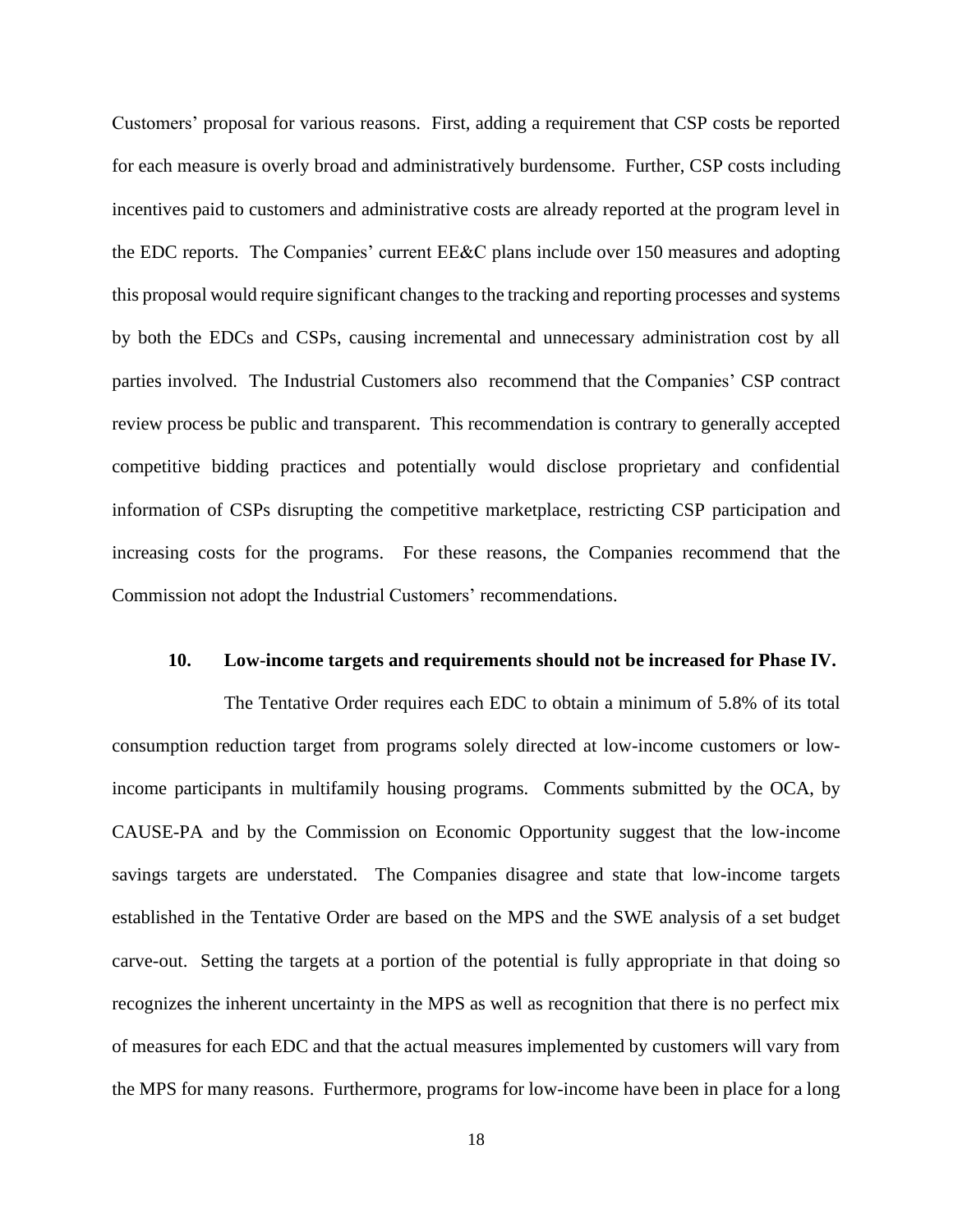Customers' proposal for various reasons. First, adding a requirement that CSP costs be reported for each measure is overly broad and administratively burdensome. Further, CSP costs including incentives paid to customers and administrative costs are already reported at the program level in the EDC reports. The Companies' current EE&C plans include over 150 measures and adopting this proposal would require significant changes to the tracking and reporting processes and systems by both the EDCs and CSPs, causing incremental and unnecessary administration cost by all parties involved. The Industrial Customers also recommend that the Companies' CSP contract review process be public and transparent. This recommendation is contrary to generally accepted competitive bidding practices and potentially would disclose proprietary and confidential information of CSPs disrupting the competitive marketplace, restricting CSP participation and increasing costs for the programs. For these reasons, the Companies recommend that the Commission not adopt the Industrial Customers' recommendations.

### 10. Low-income targets and requirements should not be increased for Phase IV.

The Tentative Order requires each EDC to obtain a minimum of 5.8% of its total consumption reduction target from programs solely directed at low-income customers or low-income participants in multifamily housing programs. Comments submitted by the OCA, by CAUSE-PA and by the Commission on Economic Opportunity suggest that the low-income savings targets are understated. The Companies disagree and state that low-income targets established in the Tentative Order are based on the MPS and the SWE analysis of a set budget carve-out. Setting the targets at a portion of the potential is fully appropriate in that doing so recognizes the inherent uncertainty in the MPS as well as recognition that there is no perfect mix of measures for each EDC and that the actual measures implemented by customers will vary from the MPS for many reasons. Furthermore, programs for low-income have been in place for a long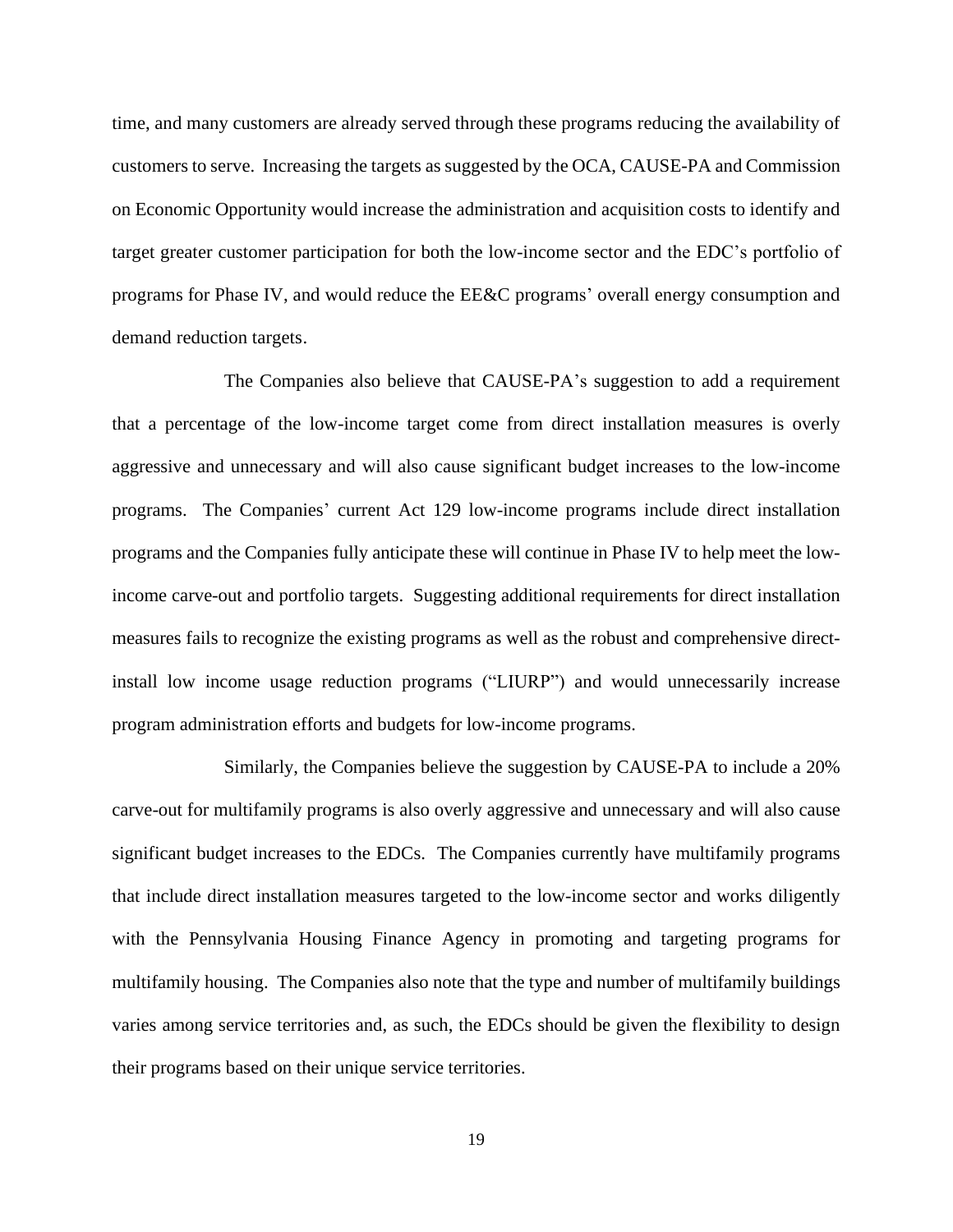time, and many customers are already served through these programs reducing the availability of customers to serve. Increasing the targets as suggested by the OCA, CAUSE-PA and Commission on Economic Opportunity would increase the administration and acquisition costs to identify and target greater customer participation for both the low-income sector and the EDC's portfolio of programs for Phase IV, and would reduce the EE&C programs' overall energy consumption and demand reduction targets.

The Companies also believe that CAUSE-PA's suggestion to add a requirement that a percentage of the low-income target come from direct installation measures is overly aggressive and unnecessary and will also cause significant budget increases to the low-income programs. The Companies' current Act 129 low-income programs include direct installation programs and the Companies fully anticipate these will continue in Phase IV to help meet the low-income carve-out and portfolio targets. Suggesting additional requirements for direct installation measures fails to recognize the existing programs as well as the robust and comprehensive direct-install low income usage reduction programs ("LIURP") and would unnecessarily increase program administration efforts and budgets for low-income programs.

Similarly, the Companies believe the suggestion by CAUSE-PA to include a 20% carve-out for multifamily programs is also overly aggressive and unnecessary and will also cause significant budget increases to the EDCs. The Companies currently have multifamily programs that include direct installation measures targeted to the low-income sector and works diligently with the Pennsylvania Housing Finance Agency in promoting and targeting programs for multifamily housing. The Companies also note that the type and number of multifamily buildings varies among service territories and, as such, the EDCs should be given the flexibility to design their programs based on their unique service territories.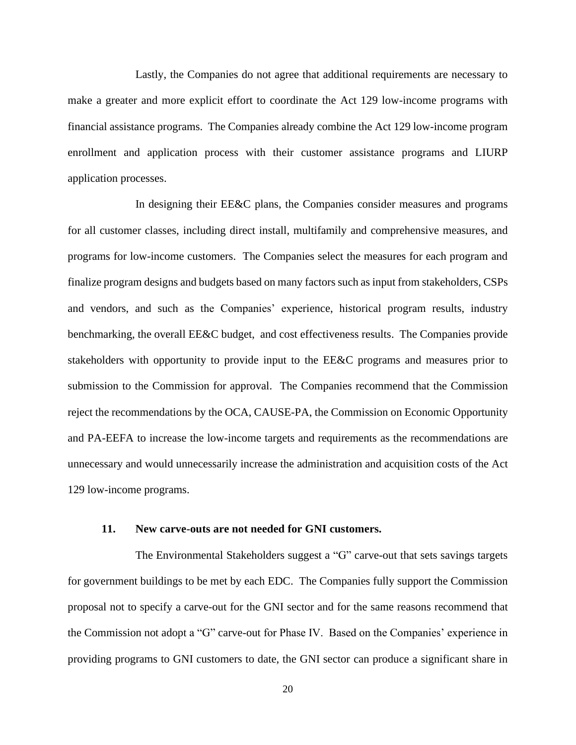Lastly, the Companies do not agree that additional requirements are necessary to make a greater and more explicit effort to coordinate the Act 129 low-income programs with financial assistance programs. The Companies already combine the Act 129 low-income program enrollment and application process with their customer assistance programs and LIURP application processes.

In designing their EE&C plans, the Companies consider measures and programs for all customer classes, including direct install, multifamily and comprehensive measures, and programs for low-income customers. The Companies select the measures for each program and finalize program designs and budgets based on many factors such as input from stakeholders, CSPs and vendors, and such as the Companies' experience, historical program results, industry benchmarking, the overall EE&C budget, and cost effectiveness results. The Companies provide stakeholders with opportunity to provide input to the EE&C programs and measures prior to submission to the Commission for approval. The Companies recommend that the Commission reject the recommendations by the OCA, CAUSE-PA, the Commission on Economic Opportunity and PA-EEFA to increase the low-income targets and requirements as the recommendations are unnecessary and would unnecessarily increase the administration and acquisition costs of the Act 129 low-income programs.

### 11. New carve-outs are not needed for GNI customers.

The Environmental Stakeholders suggest a "G" carve-out that sets savings targets for government buildings to be met by each EDC. The Companies fully support the Commission proposal not to specify a carve-out for the GNI sector and for the same reasons recommend that the Commission not adopt a "G" carve-out for Phase IV. Based on the Companies' experience in providing programs to GNI customers to date, the GNI sector can produce a significant share in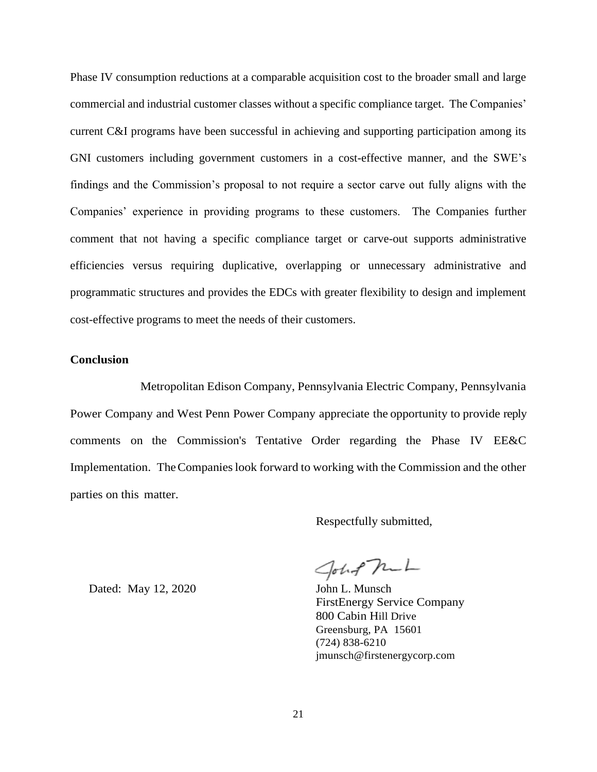Phase IV consumption reductions at a comparable acquisition cost to the broader small and large commercial and industrial customer classes without a specific compliance target. The Companies' current C&I programs have been successful in achieving and supporting participation among its GNI customers including government customers in a cost-effective manner, and the SWE's findings and the Commission's proposal to not require a sector carve out fully aligns with the Companies' experience in providing programs to these customers. The Companies further comment that not having a specific compliance target or carve-out supports administrative efficiencies versus requiring duplicative, overlapping or unnecessary administrative and programmatic structures and provides the EDCs with greater flexibility to design and implement cost-effective programs to meet the needs of their customers.

**Conclusion**

Metropolitan Edison Company, Pennsylvania Electric Company, Pennsylvania Power Company and West Penn Power Company appreciate the opportunity to provide reply comments on the Commission's Tentative Order regarding the Phase IV EE&C Implementation. The Companies look forward to working with the Commission and the other parties on this matter.

Respectfully submitted,

Dated: May 12, 2020

John L. Munsch
FirstEnergy Service Company
800 Cabin Hill Drive
Greensburg, PA 15601
(724) 838-6210
jmunsch@firstenergycorp.com